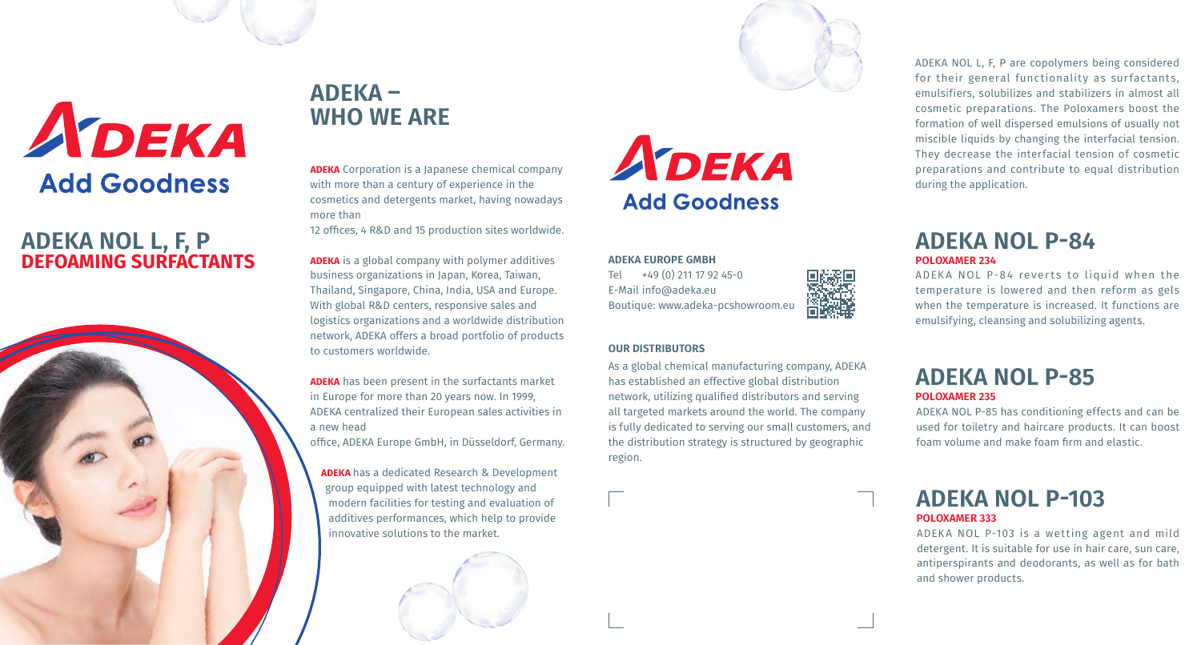# ADEKA NOL L, F, P
## DEFOAMING SURFACTANTS

## ADEKA – WHO WE ARE

**ADEKA** Corporation is a Japanese chemical company with more than a century of experience in the cosmetics and detergents market, having nowadays more than
12 offices, 4 R&D and 15 production sites worldwide.

**ADEKA** is a global company with polymer additives business organizations in Japan, Korea, Taiwan, Thailand, Singapore, China, India, USA and Europe. With global R&D centers, responsive sales and logistics organizations and a worldwide distribution network, ADEKA offers a broad portfolio of products to customers worldwide.

**ADEKA** has been present in the surfactants market in Europe for more than 20 years now. In 1999, ADEKA centralized their European sales activities in a new head
office, ADEKA Europe GmbH, in Düsseldorf, Germany.

**ADEKA** has a dedicated Research & Development group equipped with latest technology and modern facilities for testing and evaluation of additives performances, which help to provide innovative solutions to the market.

ADEKA
Add Goodness

**ADEKA EUROPE GMBH**
Tel +49 (0) 211 17 92 45-0
E-Mail info@adeka.eu
Boutique: www.adeka-pcshowroom.eu

**OUR DISTRIBUTORS**

As a global chemical manufacturing company, ADEKA has established an effective global distribution network, utilizing qualified distributors and serving all targeted markets around the world. The company is fully dedicated to serving our small customers, and the distribution strategy is structured by geographic region.

ADEKA NOL L, F, P are copolymers being considered for their general functionality as surfactants, emulsifiers, solubilizes and stabilizers in almost all cosmetic preparations. The Poloxamers boost the formation of well dispersed emulsions of usually not miscible liquids by changing the interfacial tension. They decrease the interfacial tension of cosmetic preparations and contribute to equal distribution during the application.

## ADEKA NOL P-84
**POLOXAMER 234**

ADEKA NOL P-84 reverts to liquid when the temperature is lowered and then reform as gels when the temperature is increased. It functions are emulsifying, cleansing and solubilizing agents.

## ADEKA NOL P-85
**POLOXAMER 235**

ADEKA NOL P-85 has conditioning effects and can be used for toiletry and haircare products. It can boost foam volume and make foam firm and elastic.

## ADEKA NOL P-103
**POLOXAMER 333**

ADEKA NOL P-103 is a wetting agent and mild detergent. It is suitable for use in hair care, sun care, antiperspirants and deodorants, as well as for bath and shower products.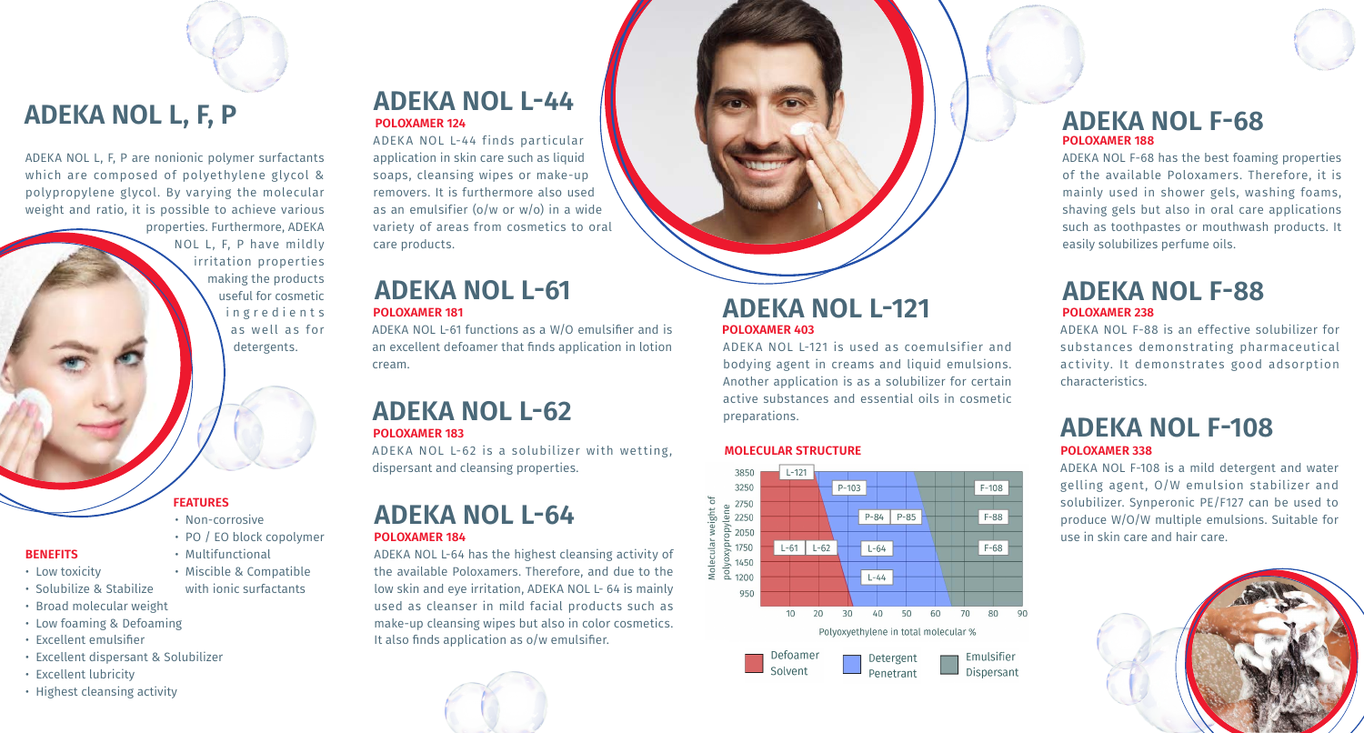## ADEKA NOL L, F, P

ADEKA NOL L, F, P are nonionic polymer surfactants which are composed of polyethylene glycol & polypropylene glycol. By varying the molecular weight and ratio, it is possible to achieve various properties. Furthermore, ADEKA NOL L, F, P have mildly irritation properties making the products useful for cosmetic ingredients as well as for detergents.

**FEATURES**

- Non-corrosive
- PO / EO block copolymer
- Multifunctional
- Miscible & Compatible with ionic surfactants

**BENEFITS**

- Low toxicity
- Solubilize & Stabilize
- Broad molecular weight
- Low foaming & Defoaming
- Excellent emulsifier
- Excellent dispersant & Solubilizer
- Excellent lubricity
- Highest cleansing activity

## ADEKA NOL L-44

**POLOXAMER 124**

ADEKA NOL L-44 finds particular application in skin care such as liquid soaps, cleansing wipes or make-up removers. It is furthermore also used as an emulsifier (o/w or w/o) in a wide variety of areas from cosmetics to oral care products.

## ADEKA NOL L-61

**POLOXAMER 181**

ADEKA NOL L-61 functions as a W/O emulsifier and is an excellent defoamer that finds application in lotion cream.

## ADEKA NOL L-62

**POLOXAMER 183**

ADEKA NOL L-62 is a solubilizer with wetting, dispersant and cleansing properties.

## ADEKA NOL L-64

**POLOXAMER 184**

ADEKA NOL L-64 has the highest cleansing activity of the available Poloxamers. Therefore, and due to the low skin and eye irritation, ADEKA NOL L- 64 is mainly used as cleanser in mild facial products such as make-up cleansing wipes but also in color cosmetics. It also finds application as o/w emulsifier.

## ADEKA NOL L-121

**POLOXAMER 403**

ADEKA NOL L-121 is used as coemulsifier and bodying agent in creams and liquid emulsions. Another application is as a solubilizer for certain active substances and essential oils in cosmetic preparations.

**MOLECULAR STRUCTURE**

Molecular weight of polyoxypropylene: 3850, 3250, 2750, 2250, 2050, 1750, 1450, 1200, 950

L-121, P-103, F-108, P-84, P-85, F-88, L-61, L-62, L-64, F-68, L-44

Polyoxyethylene in total molecular %: 10, 20, 30, 40, 50, 60, 70, 80, 90

Defoamer Solvent

Detergent Penetrant

Emulsifier Dispersant

## ADEKA NOL F-68

**POLOXAMER 188**

ADEKA NOL F-68 has the best foaming properties of the available Poloxamers. Therefore, it is mainly used in shower gels, washing foams, shaving gels but also in oral care applications such as toothpastes or mouthwash products. It easily solubilizes perfume oils.

## ADEKA NOL F-88

**POLOXAMER 238**

ADEKA NOL F-88 is an effective solubilizer for substances demonstrating pharmaceutical activity. It demonstrates good adsorption characteristics.

## ADEKA NOL F-108

**POLOXAMER 338**

ADEKA NOL F-108 is a mild detergent and water gelling agent, O/W emulsion stabilizer and solubilizer. Synperonic PE/F127 can be used to produce W/O/W multiple emulsions. Suitable for use in skin care and hair care.